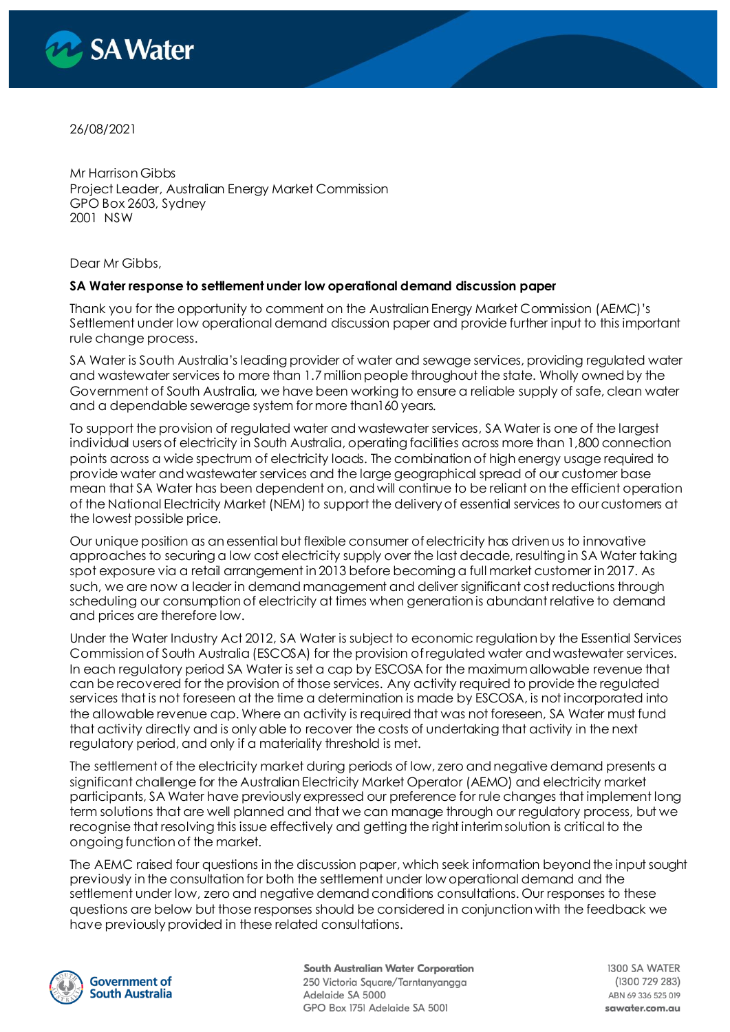26/08/2021

Mr Harrison Gibbs
Project Leader, Australian Energy Market Commission
GPO Box 2603, Sydney
2001 NSW

Dear Mr Gibbs,

**SA Water response to settlement under low operational demand discussion paper**

Thank you for the opportunity to comment on the Australian Energy Market Commission (AEMC)'s Settlement under low operational demand discussion paper and provide further input to this important rule change process.

SA Water is South Australia's leading provider of water and sewage services, providing regulated water and wastewater services to more than 1.7 million people throughout the state. Wholly owned by the Government of South Australia, we have been working to ensure a reliable supply of safe, clean water and a dependable sewerage system for more than160 years.

To support the provision of regulated water and wastewater services, SA Water is one of the largest individual users of electricity in South Australia, operating facilities across more than 1,800 connection points across a wide spectrum of electricity loads. The combination of high energy usage required to provide water and wastewater services and the large geographical spread of our customer base mean that SA Water has been dependent on, and will continue to be reliant on the efficient operation of the National Electricity Market (NEM) to support the delivery of essential services to our customers at the lowest possible price.

Our unique position as an essential but flexible consumer of electricity has driven us to innovative approaches to securing a low cost electricity supply over the last decade, resulting in SA Water taking spot exposure via a retail arrangement in 2013 before becoming a full market customer in 2017. As such, we are now a leader in demand management and deliver significant cost reductions through scheduling our consumption of electricity at times when generation is abundant relative to demand and prices are therefore low.

Under the Water Industry Act 2012, SA Water is subject to economic regulation by the Essential Services Commission of South Australia (ESCOSA) for the provision of regulated water and wastewater services. In each regulatory period SA Water is set a cap by ESCOSA for the maximum allowable revenue that can be recovered for the provision of those services. Any activity required to provide the regulated services that is not foreseen at the time a determination is made by ESCOSA, is not incorporated into the allowable revenue cap. Where an activity is required that was not foreseen, SA Water must fund that activity directly and is only able to recover the costs of undertaking that activity in the next regulatory period, and only if a materiality threshold is met.

The settlement of the electricity market during periods of low, zero and negative demand presents a significant challenge for the Australian Electricity Market Operator (AEMO) and electricity market participants, SA Water have previously expressed our preference for rule changes that implement long term solutions that are well planned and that we can manage through our regulatory process, but we recognise that resolving this issue effectively and getting the right interim solution is critical to the ongoing function of the market.

The AEMC raised four questions in the discussion paper, which seek information beyond the input sought previously in the consultation for both the settlement under low operational demand and the settlement under low, zero and negative demand conditions consultations. Our responses to these questions are below but those responses should be considered in conjunction with the feedback we have previously provided in these related consultations.

South Australian Water Corporation
250 Victoria Square/Tarntanyangga
Adelaide SA 5000
GPO Box 1751 Adelaide SA 5001

1300 SA WATER
(1300 729 283)
ABN 69 336 525 019
sawater.com.au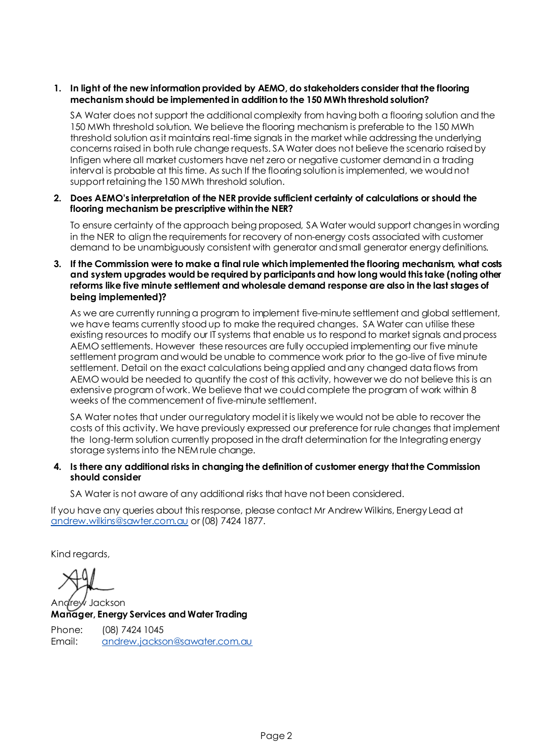1. **In light of the new information provided by AEMO, do stakeholders consider that the flooring mechanism should be implemented in addition to the 150 MWh threshold solution?**

   SA Water does not support the additional complexity from having both a flooring solution and the 150 MWh threshold solution. We believe the flooring mechanism is preferable to the 150 MWh threshold solution as it maintains real-time signals in the market while addressing the underlying concerns raised in both rule change requests. SA Water does not believe the scenario raised by Infigen where all market customers have net zero or negative customer demand in a trading interval is probable at this time. As such If the flooring solution is implemented, we would not support retaining the 150 MWh threshold solution.

2. **Does AEMO's interpretation of the NER provide sufficient certainty of calculations or should the flooring mechanism be prescriptive within the NER?**

   To ensure certainty of the approach being proposed, SA Water would support changes in wording in the NER to align the requirements for recovery of non-energy costs associated with customer demand to be unambiguously consistent with generator and small generator energy definitions.

3. **If the Commission were to make a final rule which implemented the flooring mechanism, what costs and system upgrades would be required by participants and how long would this take (noting other reforms like five minute settlement and wholesale demand response are also in the last stages of being implemented)?**

   As we are currently running a program to implement five-minute settlement and global settlement, we have teams currently stood up to make the required changes. SA Water can utilise these existing resources to modify our IT systems that enable us to respond to market signals and process AEMO settlements. However these resources are fully occupied implementing our five minute settlement program and would be unable to commence work prior to the go-live of five minute settlement. Detail on the exact calculations being applied and any changed data flows from AEMO would be needed to quantify the cost of this activity, however we do not believe this is an extensive program of work. We believe that we could complete the program of work within 8 weeks of the commencement of five-minute settlement.

   SA Water notes that under our regulatory model it is likely we would not be able to recover the costs of this activity. We have previously expressed our preference for rule changes that implement the long-term solution currently proposed in the draft determination for the Integrating energy storage systems into the NEM rule change.

4. **Is there any additional risks in changing the definition of customer energy that the Commission should consider**

   SA Water is not aware of any additional risks that have not been considered.

If you have any queries about this response, please contact Mr Andrew Wilkins, Energy Lead at andrew.wilkins@sawter.com.au or (08) 7424 1877.

Kind regards,

Andrew Jackson
**Manager, Energy Services and Water Trading**

Phone: (08) 7424 1045
Email: andrew.jackson@sawater.com.au